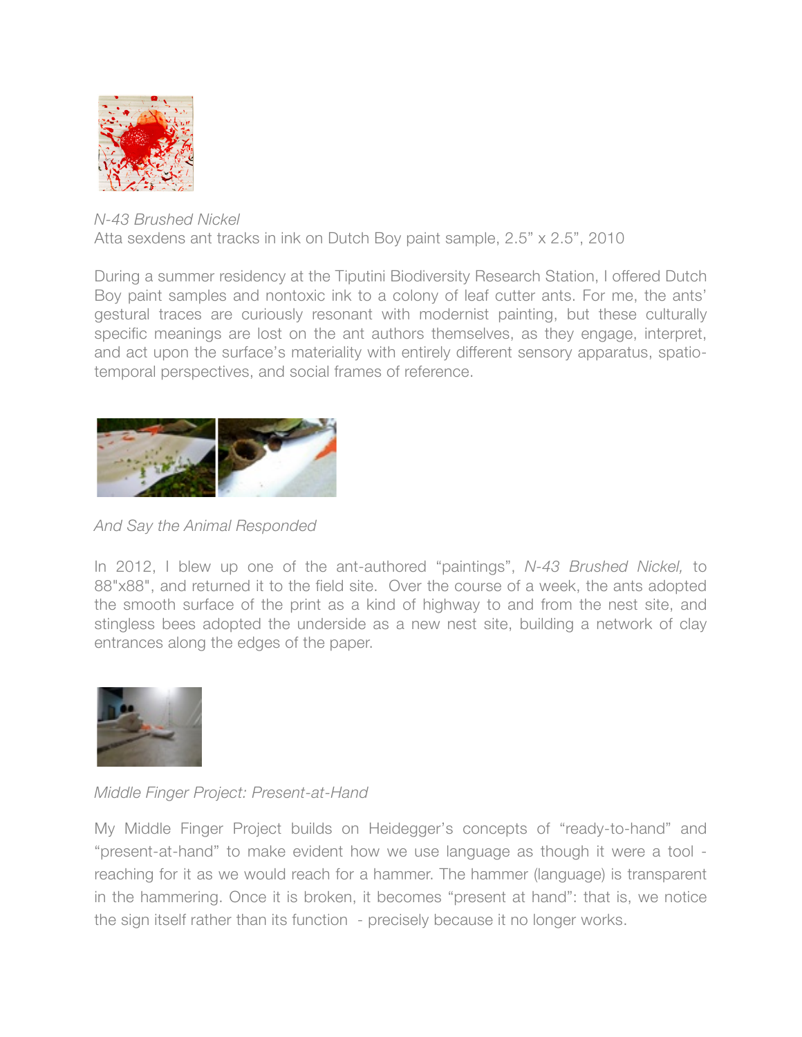*N-43 Brushed Nickel*
Atta sexdens ant tracks in ink on Dutch Boy paint sample, 2.5” x 2.5”, 2010

During a summer residency at the Tiputini Biodiversity Research Station, I offered Dutch Boy paint samples and nontoxic ink to a colony of leaf cutter ants. For me, the ants’ gestural traces are curiously resonant with modernist painting, but these culturally specific meanings are lost on the ant authors themselves, as they engage, interpret, and act upon the surface’s materiality with entirely different sensory apparatus, spatio-temporal perspectives, and social frames of reference.

*And Say the Animal Responded*

In 2012, I blew up one of the ant-authored “paintings”, *N-43 Brushed Nickel,* to 88"x88", and returned it to the field site. Over the course of a week, the ants adopted the smooth surface of the print as a kind of highway to and from the nest site, and stingless bees adopted the underside as a new nest site, building a network of clay entrances along the edges of the paper.

*Middle Finger Project: Present-at-Hand*

My Middle Finger Project builds on Heidegger’s concepts of “ready-to-hand” and “present-at-hand” to make evident how we use language as though it were a tool - reaching for it as we would reach for a hammer. The hammer (language) is transparent in the hammering. Once it is broken, it becomes “present at hand”: that is, we notice the sign itself rather than its function - precisely because it no longer works.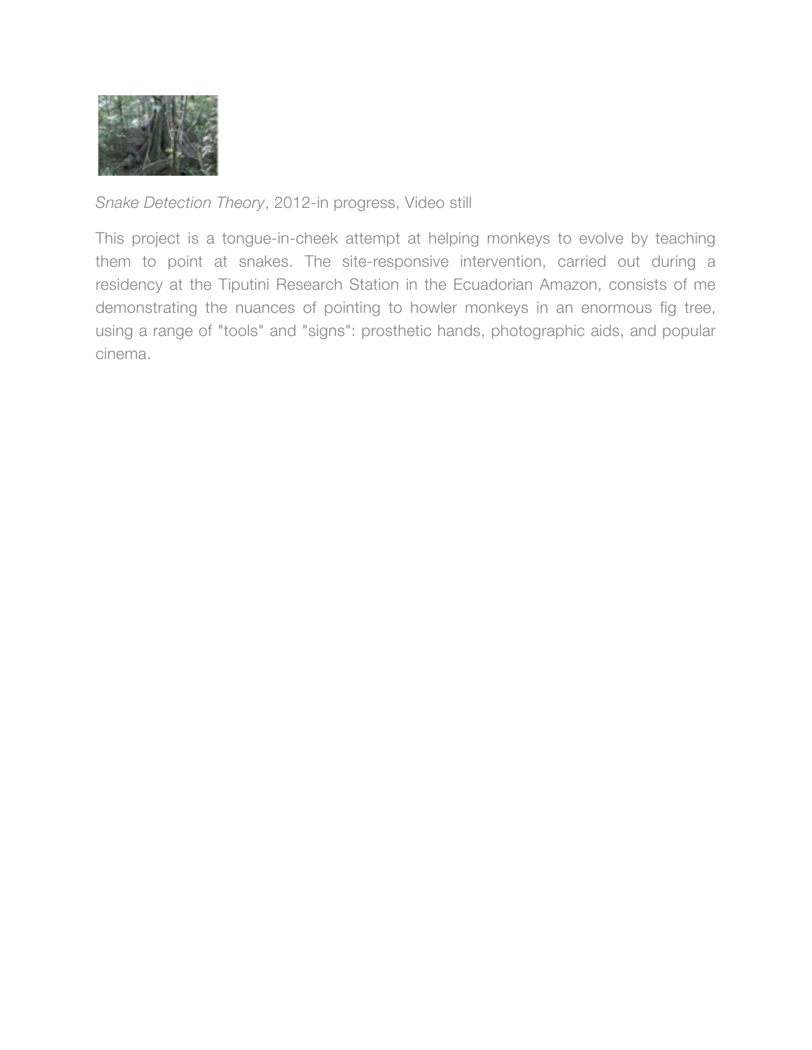*Snake Detection Theory*, 2012-in progress, Video still

This project is a tongue-in-cheek attempt at helping monkeys to evolve by teaching them to point at snakes. The site-responsive intervention, carried out during a residency at the Tiputini Research Station in the Ecuadorian Amazon, consists of me demonstrating the nuances of pointing to howler monkeys in an enormous fig tree, using a range of "tools" and "signs": prosthetic hands, photographic aids, and popular cinema.